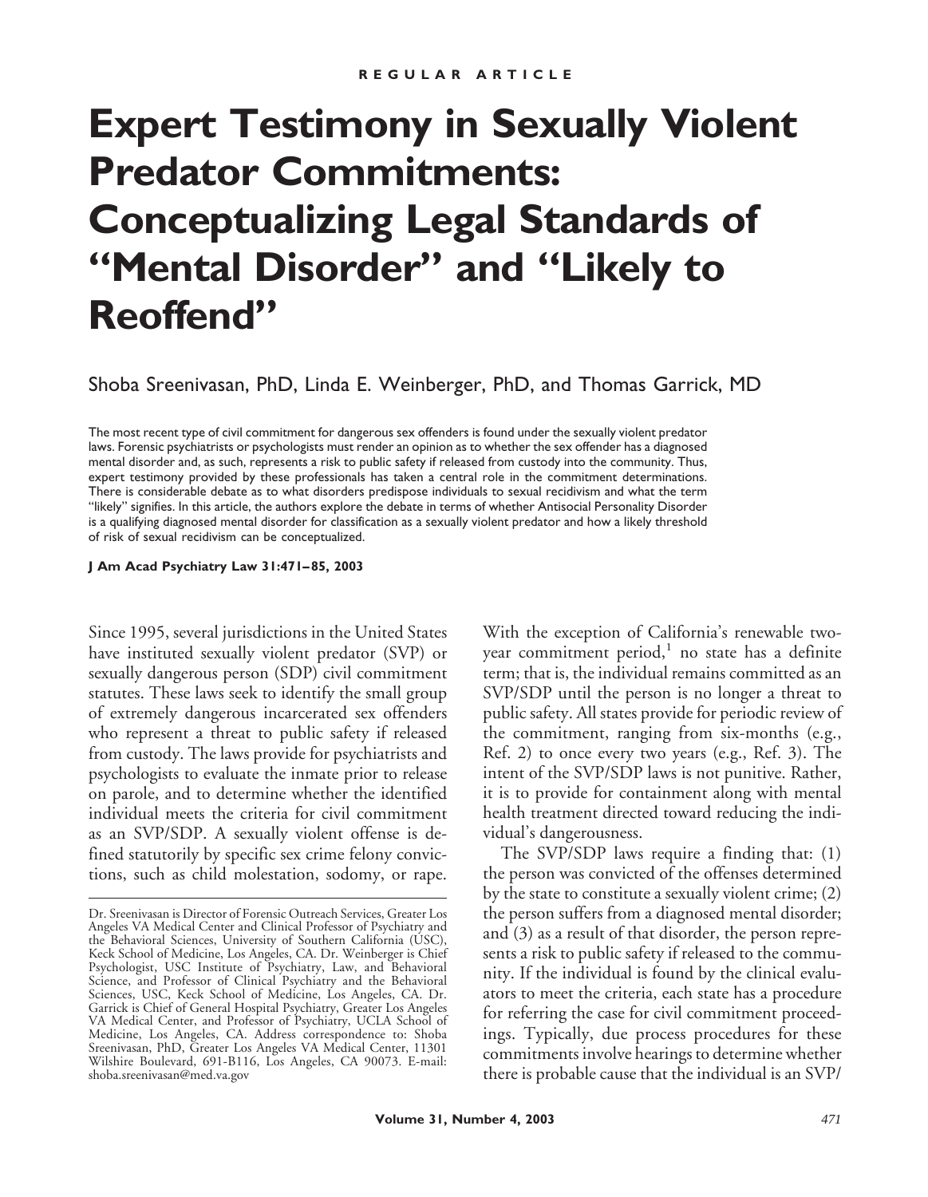REGULAR ARTICLE

# Expert Testimony in Sexually Violent Predator Commitments: Conceptualizing Legal Standards of "Mental Disorder" and "Likely to Reoffend"

Shoba Sreenivasan, PhD, Linda E. Weinberger, PhD, and Thomas Garrick, MD

The most recent type of civil commitment for dangerous sex offenders is found under the sexually violent predator laws. Forensic psychiatrists or psychologists must render an opinion as to whether the sex offender has a diagnosed mental disorder and, as such, represents a risk to public safety if released from custody into the community. Thus, expert testimony provided by these professionals has taken a central role in the commitment determinations. There is considerable debate as to what disorders predispose individuals to sexual recidivism and what the term "likely" signifies. In this article, the authors explore the debate in terms of whether Antisocial Personality Disorder is a qualifying diagnosed mental disorder for classification as a sexually violent predator and how a likely threshold of risk of sexual recidivism can be conceptualized.

**J Am Acad Psychiatry Law 31:471–85, 2003**

Since 1995, several jurisdictions in the United States have instituted sexually violent predator (SVP) or sexually dangerous person (SDP) civil commitment statutes. These laws seek to identify the small group of extremely dangerous incarcerated sex offenders who represent a threat to public safety if released from custody. The laws provide for psychiatrists and psychologists to evaluate the inmate prior to release on parole, and to determine whether the identified individual meets the criteria for civil commitment as an SVP/SDP. A sexually violent offense is defined statutorily by specific sex crime felony convictions, such as child molestation, sodomy, or rape. With the exception of California's renewable two-year commitment period,[1] no state has a definite term; that is, the individual remains committed as an SVP/SDP until the person is no longer a threat to public safety. All states provide for periodic review of the commitment, ranging from six-months (e.g., Ref. 2) to once every two years (e.g., Ref. 3). The intent of the SVP/SDP laws is not punitive. Rather, it is to provide for containment along with mental health treatment directed toward reducing the individual's dangerousness.

The SVP/SDP laws require a finding that: (1) the person was convicted of the offenses determined by the state to constitute a sexually violent crime; (2) the person suffers from a diagnosed mental disorder; and (3) as a result of that disorder, the person represents a risk to public safety if released to the community. If the individual is found by the clinical evaluators to meet the criteria, each state has a procedure for referring the case for civil commitment proceedings. Typically, due process procedures for these commitments involve hearings to determine whether there is probable cause that the individual is an SVP/

---

Dr. Sreenivasan is Director of Forensic Outreach Services, Greater Los Angeles VA Medical Center and Clinical Professor of Psychiatry and the Behavioral Sciences, University of Southern California (USC), Keck School of Medicine, Los Angeles, CA. Dr. Weinberger is Chief Psychologist, USC Institute of Psychiatry, Law, and Behavioral Science, and Professor of Clinical Psychiatry and the Behavioral Sciences, USC, Keck School of Medicine, Los Angeles, CA. Dr. Garrick is Chief of General Hospital Psychiatry, Greater Los Angeles VA Medical Center, and Professor of Psychiatry, UCLA School of Medicine, Los Angeles, CA. Address correspondence to: Shoba Sreenivasan, PhD, Greater Los Angeles VA Medical Center, 11301 Wilshire Boulevard, 691-B116, Los Angeles, CA 90073. E-mail: shoba.sreenivasan@med.va.gov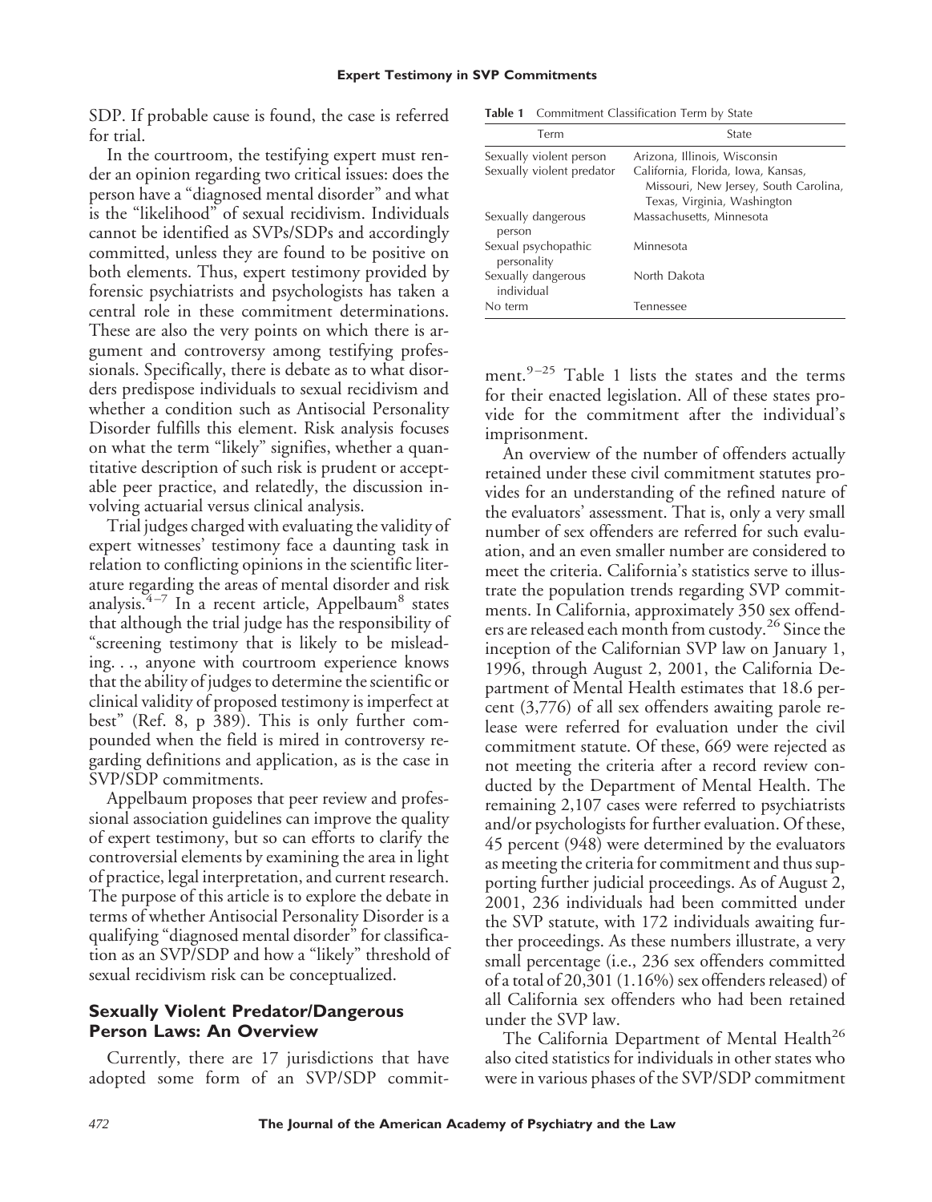SDP. If probable cause is found, the case is referred for trial.

In the courtroom, the testifying expert must render an opinion regarding two critical issues: does the person have a "diagnosed mental disorder" and what is the "likelihood" of sexual recidivism. Individuals cannot be identified as SVPs/SDPs and accordingly committed, unless they are found to be positive on both elements. Thus, expert testimony provided by forensic psychiatrists and psychologists has taken a central role in these commitment determinations. These are also the very points on which there is argument and controversy among testifying professionals. Specifically, there is debate as to what disorders predispose individuals to sexual recidivism and whether a condition such as Antisocial Personality Disorder fulfills this element. Risk analysis focuses on what the term "likely" signifies, whether a quantitative description of such risk is prudent or acceptable peer practice, and relatedly, the discussion involving actuarial versus clinical analysis.

Trial judges charged with evaluating the validity of expert witnesses' testimony face a daunting task in relation to conflicting opinions in the scientific literature regarding the areas of mental disorder and risk analysis.[4–7] In a recent article, Appelbaum[8] states that although the trial judge has the responsibility of "screening testimony that is likely to be misleading. . ., anyone with courtroom experience knows that the ability of judges to determine the scientific or clinical validity of proposed testimony is imperfect at best" (Ref. 8, p 389). This is only further compounded when the field is mired in controversy regarding definitions and application, as is the case in SVP/SDP commitments.

Appelbaum proposes that peer review and professional association guidelines can improve the quality of expert testimony, but so can efforts to clarify the controversial elements by examining the area in light of practice, legal interpretation, and current research. The purpose of this article is to explore the debate in terms of whether Antisocial Personality Disorder is a qualifying "diagnosed mental disorder" for classification as an SVP/SDP and how a "likely" threshold of sexual recidivism risk can be conceptualized.

## Sexually Violent Predator/Dangerous Person Laws: An Overview

Currently, there are 17 jurisdictions that have adopted some form of an SVP/SDP commitment.[9–25] Table 1 lists the states and the terms for their enacted legislation. All of these states provide for the commitment after the individual's imprisonment.

**Table 1** Commitment Classification Term by State

| Term | State |
|---|---|
| Sexually violent person | Arizona, Illinois, Wisconsin |
| Sexually violent predator | California, Florida, Iowa, Kansas, Missouri, New Jersey, South Carolina, Texas, Virginia, Washington |
| Sexually dangerous person | Massachusetts, Minnesota |
| Sexual psychopathic personality | Minnesota |
| Sexually dangerous individual | North Dakota |
| No term | Tennessee |

An overview of the number of offenders actually retained under these civil commitment statutes provides for an understanding of the refined nature of the evaluators' assessment. That is, only a very small number of sex offenders are referred for such evaluation, and an even smaller number are considered to meet the criteria. California's statistics serve to illustrate the population trends regarding SVP commitments. In California, approximately 350 sex offenders are released each month from custody.[26] Since the inception of the Californian SVP law on January 1, 1996, through August 2, 2001, the California Department of Mental Health estimates that 18.6 percent (3,776) of all sex offenders awaiting parole release were referred for evaluation under the civil commitment statute. Of these, 669 were rejected as not meeting the criteria after a record review conducted by the Department of Mental Health. The remaining 2,107 cases were referred to psychiatrists and/or psychologists for further evaluation. Of these, 45 percent (948) were determined by the evaluators as meeting the criteria for commitment and thus supporting further judicial proceedings. As of August 2, 2001, 236 individuals had been committed under the SVP statute, with 172 individuals awaiting further proceedings. As these numbers illustrate, a very small percentage (i.e., 236 sex offenders committed of a total of 20,301 (1.16%) sex offenders released) of all California sex offenders who had been retained under the SVP law.

The California Department of Mental Health[26] also cited statistics for individuals in other states who were in various phases of the SVP/SDP commitment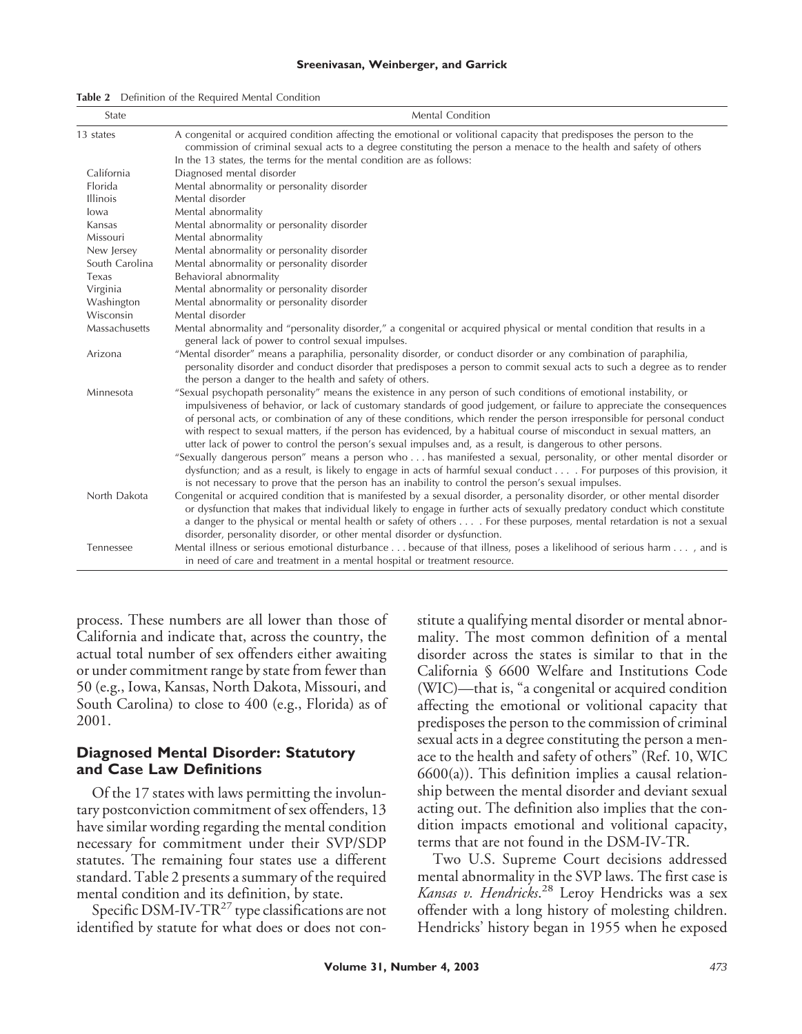**Table 2** Definition of the Required Mental Condition

| State | Mental Condition |
|---|---|
| 13 states | A congenital or acquired condition affecting the emotional or volitional capacity that predisposes the person to the commission of criminal sexual acts to a degree constituting the person a menace to the health and safety of others In the 13 states, the terms for the mental condition are as follows: |
| California | Diagnosed mental disorder |
| Florida | Mental abnormality or personality disorder |
| Illinois | Mental disorder |
| Iowa | Mental abnormality |
| Kansas | Mental abnormality or personality disorder |
| Missouri | Mental abnormality |
| New Jersey | Mental abnormality or personality disorder |
| South Carolina | Mental abnormality or personality disorder |
| Texas | Behavioral abnormality |
| Virginia | Mental abnormality or personality disorder |
| Washington | Mental abnormality or personality disorder |
| Wisconsin | Mental disorder |
| Massachusetts | Mental abnormality and "personality disorder," a congenital or acquired physical or mental condition that results in a general lack of power to control sexual impulses. |
| Arizona | "Mental disorder" means a paraphilia, personality disorder, or conduct disorder or any combination of paraphilia, personality disorder and conduct disorder that predisposes a person to commit sexual acts to such a degree as to render the person a danger to the health and safety of others. |
| Minnesota | "Sexual psychopath personality" means the existence in any person of such conditions of emotional instability, or impulsiveness of behavior, or lack of customary standards of good judgement, or failure to appreciate the consequences of personal acts, or combination of any of these conditions, which render the person irresponsible for personal conduct with respect to sexual matters, if the person has evidenced, by a habitual course of misconduct in sexual matters, an utter lack of power to control the person's sexual impulses and, as a result, is dangerous to other persons. "Sexually dangerous person" means a person who . . . has manifested a sexual, personality, or other mental disorder or dysfunction; and as a result, is likely to engage in acts of harmful sexual conduct . . . . For purposes of this provision, it is not necessary to prove that the person has an inability to control the person's sexual impulses. |
| North Dakota | Congenital or acquired condition that is manifested by a sexual disorder, a personality disorder, or other mental disorder or dysfunction that makes that individual likely to engage in further acts of sexually predatory conduct which constitute a danger to the physical or mental health or safety of others . . . . For these purposes, mental retardation is not a sexual disorder, personality disorder, or other mental disorder or dysfunction. |
| Tennessee | Mental illness or serious emotional disturbance . . . because of that illness, poses a likelihood of serious harm . . . , and is in need of care and treatment in a mental hospital or treatment resource. |

process. These numbers are all lower than those of California and indicate that, across the country, the actual total number of sex offenders either awaiting or under commitment range by state from fewer than 50 (e.g., Iowa, Kansas, North Dakota, Missouri, and South Carolina) to close to 400 (e.g., Florida) as of 2001.

## Diagnosed Mental Disorder: Statutory and Case Law Definitions

Of the 17 states with laws permitting the involuntary postconviction commitment of sex offenders, 13 have similar wording regarding the mental condition necessary for commitment under their SVP/SDP statutes. The remaining four states use a different standard. Table 2 presents a summary of the required mental condition and its definition, by state.

Specific DSM-IV-TR[27] type classifications are not identified by statute for what does or does not constitute a qualifying mental disorder or mental abnormality. The most common definition of a mental disorder across the states is similar to that in the California § 6600 Welfare and Institutions Code (WIC)—that is, "a congenital or acquired condition affecting the emotional or volitional capacity that predisposes the person to the commission of criminal sexual acts in a degree constituting the person a menace to the health and safety of others" (Ref. 10, WIC 6600(a)). This definition implies a causal relationship between the mental disorder and deviant sexual acting out. The definition also implies that the condition impacts emotional and volitional capacity, terms that are not found in the DSM-IV-TR.

Two U.S. Supreme Court decisions addressed mental abnormality in the SVP laws. The first case is *Kansas v. Hendricks*.[28] Leroy Hendricks was a sex offender with a long history of molesting children. Hendricks' history began in 1955 when he exposed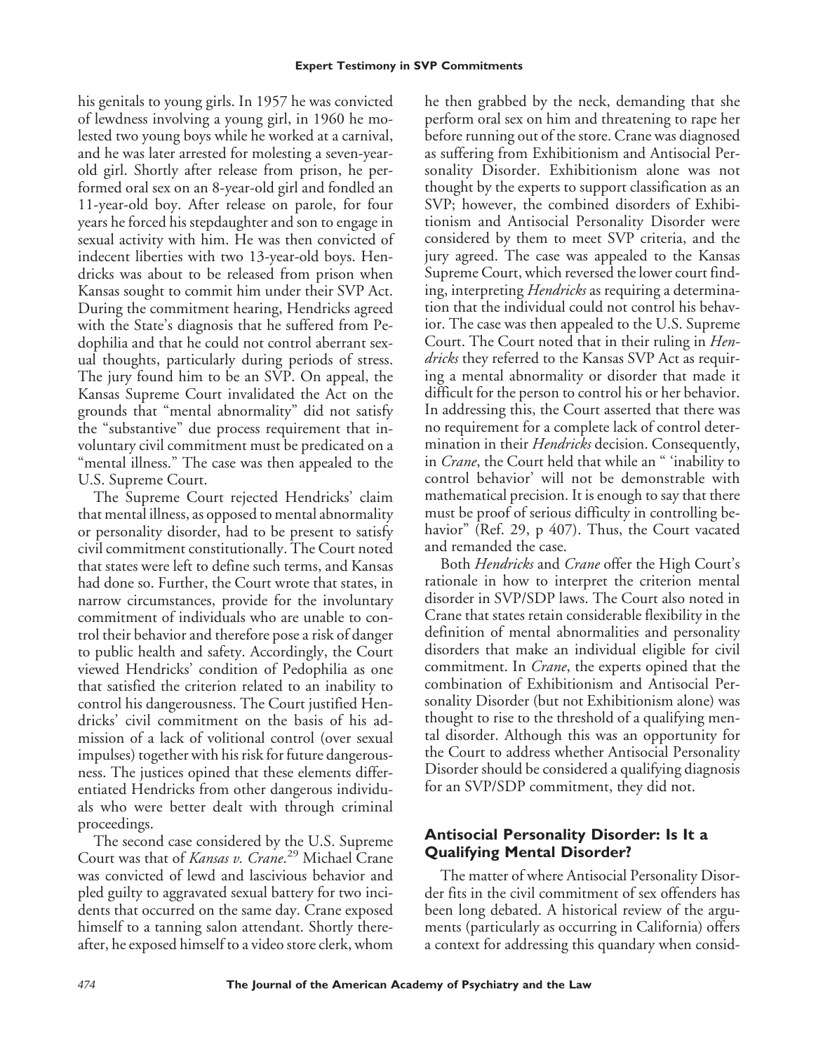his genitals to young girls. In 1957 he was convicted of lewdness involving a young girl, in 1960 he molested two young boys while he worked at a carnival, and he was later arrested for molesting a seven-year-old girl. Shortly after release from prison, he performed oral sex on an 8-year-old girl and fondled an 11-year-old boy. After release on parole, for four years he forced his stepdaughter and son to engage in sexual activity with him. He was then convicted of indecent liberties with two 13-year-old boys. Hendricks was about to be released from prison when Kansas sought to commit him under their SVP Act. During the commitment hearing, Hendricks agreed with the State's diagnosis that he suffered from Pedophilia and that he could not control aberrant sexual thoughts, particularly during periods of stress. The jury found him to be an SVP. On appeal, the Kansas Supreme Court invalidated the Act on the grounds that "mental abnormality" did not satisfy the "substantive" due process requirement that involuntary civil commitment must be predicated on a "mental illness." The case was then appealed to the U.S. Supreme Court.

The Supreme Court rejected Hendricks' claim that mental illness, as opposed to mental abnormality or personality disorder, had to be present to satisfy civil commitment constitutionally. The Court noted that states were left to define such terms, and Kansas had done so. Further, the Court wrote that states, in narrow circumstances, provide for the involuntary commitment of individuals who are unable to control their behavior and therefore pose a risk of danger to public health and safety. Accordingly, the Court viewed Hendricks' condition of Pedophilia as one that satisfied the criterion related to an inability to control his dangerousness. The Court justified Hendricks' civil commitment on the basis of his admission of a lack of volitional control (over sexual impulses) together with his risk for future dangerousness. The justices opined that these elements differentiated Hendricks from other dangerous individuals who were better dealt with through criminal proceedings.

The second case considered by the U.S. Supreme Court was that of *Kansas v. Crane*.[29] Michael Crane was convicted of lewd and lascivious behavior and pled guilty to aggravated sexual battery for two incidents that occurred on the same day. Crane exposed himself to a tanning salon attendant. Shortly thereafter, he exposed himself to a video store clerk, whom he then grabbed by the neck, demanding that she perform oral sex on him and threatening to rape her before running out of the store. Crane was diagnosed as suffering from Exhibitionism and Antisocial Personality Disorder. Exhibitionism alone was not thought by the experts to support classification as an SVP; however, the combined disorders of Exhibitionism and Antisocial Personality Disorder were considered by them to meet SVP criteria, and the jury agreed. The case was appealed to the Kansas Supreme Court, which reversed the lower court finding, interpreting *Hendricks* as requiring a determination that the individual could not control his behavior. The case was then appealed to the U.S. Supreme Court. The Court noted that in their ruling in *Hendricks* they referred to the Kansas SVP Act as requiring a mental abnormality or disorder that made it difficult for the person to control his or her behavior. In addressing this, the Court asserted that there was no requirement for a complete lack of control determination in their *Hendricks* decision. Consequently, in *Crane*, the Court held that while an " 'inability to control behavior' will not be demonstrable with mathematical precision. It is enough to say that there must be proof of serious difficulty in controlling behavior" (Ref. 29, p 407). Thus, the Court vacated and remanded the case.

Both *Hendricks* and *Crane* offer the High Court's rationale in how to interpret the criterion mental disorder in SVP/SDP laws. The Court also noted in Crane that states retain considerable flexibility in the definition of mental abnormalities and personality disorders that make an individual eligible for civil commitment. In *Crane*, the experts opined that the combination of Exhibitionism and Antisocial Personality Disorder (but not Exhibitionism alone) was thought to rise to the threshold of a qualifying mental disorder. Although this was an opportunity for the Court to address whether Antisocial Personality Disorder should be considered a qualifying diagnosis for an SVP/SDP commitment, they did not.

## Antisocial Personality Disorder: Is It a Qualifying Mental Disorder?

The matter of where Antisocial Personality Disorder fits in the civil commitment of sex offenders has been long debated. A historical review of the arguments (particularly as occurring in California) offers a context for addressing this quandary when consid-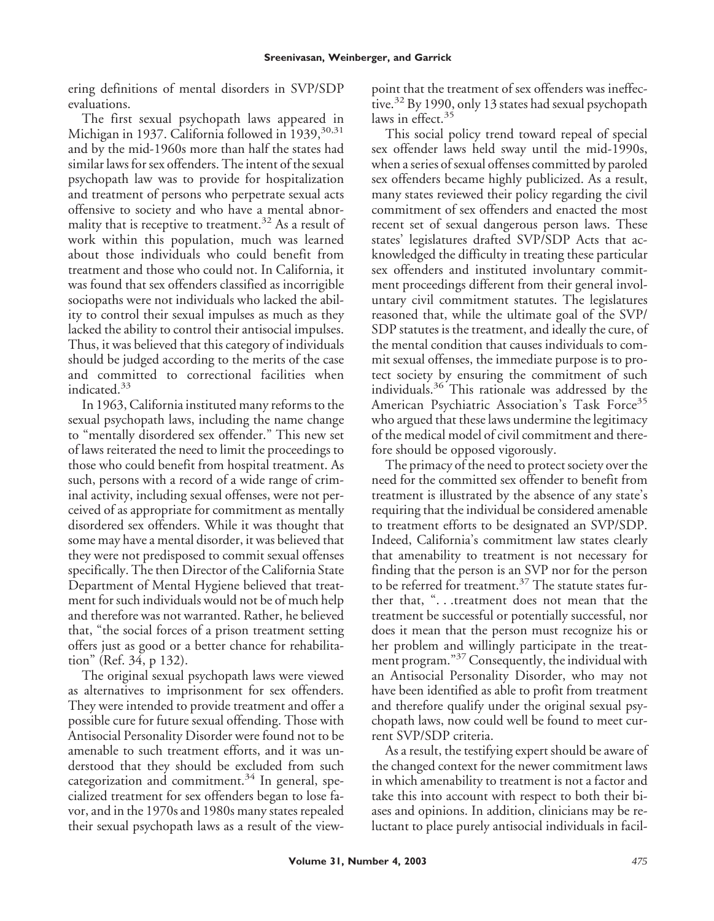ering definitions of mental disorders in SVP/SDP evaluations.

The first sexual psychopath laws appeared in Michigan in 1937. California followed in 1939,[30,31] and by the mid-1960s more than half the states had similar laws for sex offenders. The intent of the sexual psychopath law was to provide for hospitalization and treatment of persons who perpetrate sexual acts offensive to society and who have a mental abnormality that is receptive to treatment.[32] As a result of work within this population, much was learned about those individuals who could benefit from treatment and those who could not. In California, it was found that sex offenders classified as incorrigible sociopaths were not individuals who lacked the ability to control their sexual impulses as much as they lacked the ability to control their antisocial impulses. Thus, it was believed that this category of individuals should be judged according to the merits of the case and committed to correctional facilities when indicated.[33]

In 1963, California instituted many reforms to the sexual psychopath laws, including the name change to "mentally disordered sex offender." This new set of laws reiterated the need to limit the proceedings to those who could benefit from hospital treatment. As such, persons with a record of a wide range of criminal activity, including sexual offenses, were not perceived of as appropriate for commitment as mentally disordered sex offenders. While it was thought that some may have a mental disorder, it was believed that they were not predisposed to commit sexual offenses specifically. The then Director of the California State Department of Mental Hygiene believed that treatment for such individuals would not be of much help and therefore was not warranted. Rather, he believed that, "the social forces of a prison treatment setting offers just as good or a better chance for rehabilitation" (Ref. 34, p 132).

The original sexual psychopath laws were viewed as alternatives to imprisonment for sex offenders. They were intended to provide treatment and offer a possible cure for future sexual offending. Those with Antisocial Personality Disorder were found not to be amenable to such treatment efforts, and it was understood that they should be excluded from such categorization and commitment.[34] In general, specialized treatment for sex offenders began to lose favor, and in the 1970s and 1980s many states repealed their sexual psychopath laws as a result of the viewpoint that the treatment of sex offenders was ineffective.[32] By 1990, only 13 states had sexual psychopath laws in effect.[35]

This social policy trend toward repeal of special sex offender laws held sway until the mid-1990s, when a series of sexual offenses committed by paroled sex offenders became highly publicized. As a result, many states reviewed their policy regarding the civil commitment of sex offenders and enacted the most recent set of sexual dangerous person laws. These states' legislatures drafted SVP/SDP Acts that acknowledged the difficulty in treating these particular sex offenders and instituted involuntary commitment proceedings different from their general involuntary civil commitment statutes. The legislatures reasoned that, while the ultimate goal of the SVP/SDP statutes is the treatment, and ideally the cure, of the mental condition that causes individuals to commit sexual offenses, the immediate purpose is to protect society by ensuring the commitment of such individuals.[36] This rationale was addressed by the American Psychiatric Association's Task Force[35] who argued that these laws undermine the legitimacy of the medical model of civil commitment and therefore should be opposed vigorously.

The primacy of the need to protect society over the need for the committed sex offender to benefit from treatment is illustrated by the absence of any state's requiring that the individual be considered amenable to treatment efforts to be designated an SVP/SDP. Indeed, California's commitment law states clearly that amenability to treatment is not necessary for finding that the person is an SVP nor for the person to be referred for treatment.[37] The statute states further that, ". . .treatment does not mean that the treatment be successful or potentially successful, nor does it mean that the person must recognize his or her problem and willingly participate in the treatment program."[37] Consequently, the individual with an Antisocial Personality Disorder, who may not have been identified as able to profit from treatment and therefore qualify under the original sexual psychopath laws, now could well be found to meet current SVP/SDP criteria.

As a result, the testifying expert should be aware of the changed context for the newer commitment laws in which amenability to treatment is not a factor and take this into account with respect to both their biases and opinions. In addition, clinicians may be reluctant to place purely antisocial individuals in facil-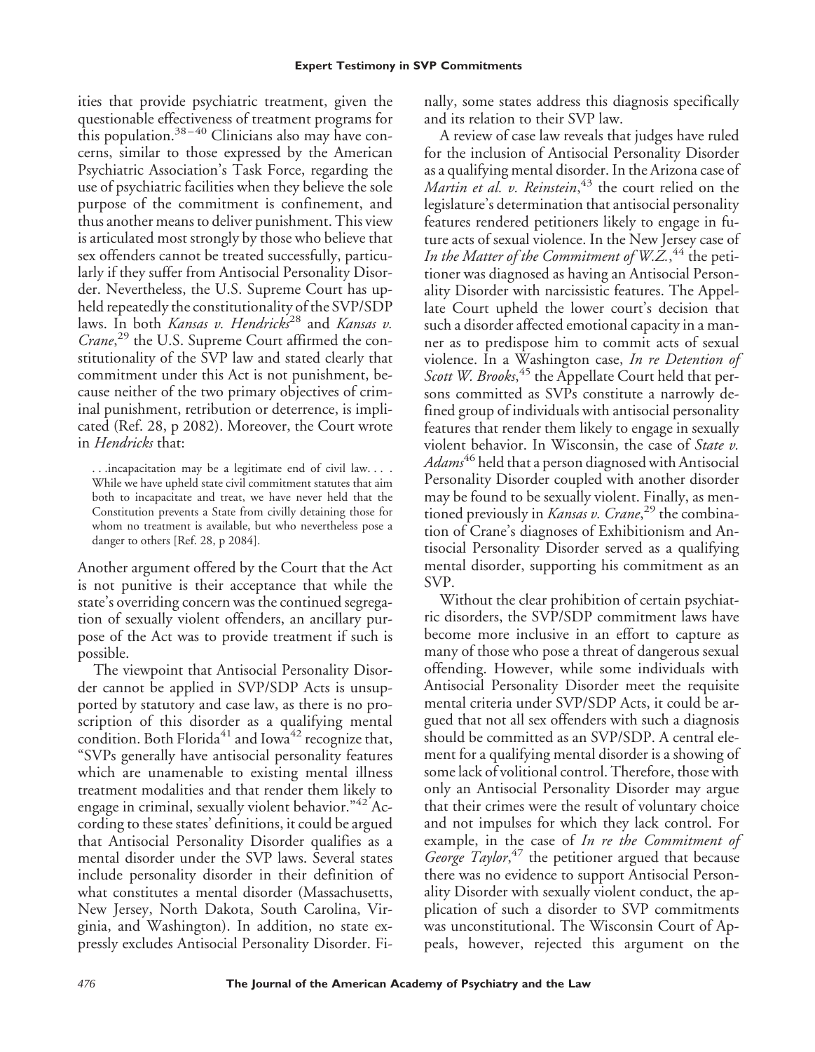ities that provide psychiatric treatment, given the questionable effectiveness of treatment programs for this population.[38–40] Clinicians also may have concerns, similar to those expressed by the American Psychiatric Association's Task Force, regarding the use of psychiatric facilities when they believe the sole purpose of the commitment is confinement, and thus another means to deliver punishment. This view is articulated most strongly by those who believe that sex offenders cannot be treated successfully, particularly if they suffer from Antisocial Personality Disorder. Nevertheless, the U.S. Supreme Court has upheld repeatedly the constitutionality of the SVP/SDP laws. In both *Kansas v. Hendricks*[28] and *Kansas v. Crane*,[29] the U.S. Supreme Court affirmed the constitutionality of the SVP law and stated clearly that commitment under this Act is not punishment, because neither of the two primary objectives of criminal punishment, retribution or deterrence, is implicated (Ref. 28, p 2082). Moreover, the Court wrote in *Hendricks* that:

> . . .incapacitation may be a legitimate end of civil law. . . . While we have upheld state civil commitment statutes that aim both to incapacitate and treat, we have never held that the Constitution prevents a State from civilly detaining those for whom no treatment is available, but who nevertheless pose a danger to others [Ref. 28, p 2084].

Another argument offered by the Court that the Act is not punitive is their acceptance that while the state's overriding concern was the continued segregation of sexually violent offenders, an ancillary purpose of the Act was to provide treatment if such is possible.

The viewpoint that Antisocial Personality Disorder cannot be applied in SVP/SDP Acts is unsupported by statutory and case law, as there is no proscription of this disorder as a qualifying mental condition. Both Florida[41] and Iowa[42] recognize that, "SVPs generally have antisocial personality features which are unamenable to existing mental illness treatment modalities and that render them likely to engage in criminal, sexually violent behavior."[42] According to these states' definitions, it could be argued that Antisocial Personality Disorder qualifies as a mental disorder under the SVP laws. Several states include personality disorder in their definition of what constitutes a mental disorder (Massachusetts, New Jersey, North Dakota, South Carolina, Virginia, and Washington). In addition, no state expressly excludes Antisocial Personality Disorder. Finally, some states address this diagnosis specifically and its relation to their SVP law.

A review of case law reveals that judges have ruled for the inclusion of Antisocial Personality Disorder as a qualifying mental disorder. In the Arizona case of *Martin et al. v. Reinstein*,[43] the court relied on the legislature's determination that antisocial personality features rendered petitioners likely to engage in future acts of sexual violence. In the New Jersey case of *In the Matter of the Commitment of W.Z.*,[44] the petitioner was diagnosed as having an Antisocial Personality Disorder with narcissistic features. The Appellate Court upheld the lower court's decision that such a disorder affected emotional capacity in a manner as to predispose him to commit acts of sexual violence. In a Washington case, *In re Detention of Scott W. Brooks*,[45] the Appellate Court held that persons committed as SVPs constitute a narrowly defined group of individuals with antisocial personality features that render them likely to engage in sexually violent behavior. In Wisconsin, the case of *State v. Adams*[46] held that a person diagnosed with Antisocial Personality Disorder coupled with another disorder may be found to be sexually violent. Finally, as mentioned previously in *Kansas v. Crane*,[29] the combination of Crane's diagnoses of Exhibitionism and Antisocial Personality Disorder served as a qualifying mental disorder, supporting his commitment as an SVP.

Without the clear prohibition of certain psychiatric disorders, the SVP/SDP commitment laws have become more inclusive in an effort to capture as many of those who pose a threat of dangerous sexual offending. However, while some individuals with Antisocial Personality Disorder meet the requisite mental criteria under SVP/SDP Acts, it could be argued that not all sex offenders with such a diagnosis should be committed as an SVP/SDP. A central element for a qualifying mental disorder is a showing of some lack of volitional control. Therefore, those with only an Antisocial Personality Disorder may argue that their crimes were the result of voluntary choice and not impulses for which they lack control. For example, in the case of *In re the Commitment of George Taylor*,[47] the petitioner argued that because there was no evidence to support Antisocial Personality Disorder with sexually violent conduct, the application of such a disorder to SVP commitments was unconstitutional. The Wisconsin Court of Appeals, however, rejected this argument on the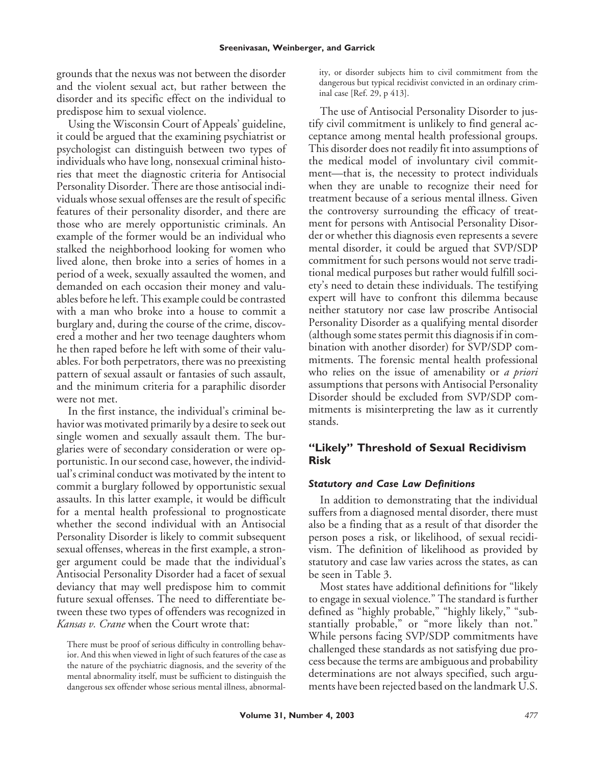grounds that the nexus was not between the disorder and the violent sexual act, but rather between the disorder and its specific effect on the individual to predispose him to sexual violence.

Using the Wisconsin Court of Appeals' guideline, it could be argued that the examining psychiatrist or psychologist can distinguish between two types of individuals who have long, nonsexual criminal histories that meet the diagnostic criteria for Antisocial Personality Disorder. There are those antisocial individuals whose sexual offenses are the result of specific features of their personality disorder, and there are those who are merely opportunistic criminals. An example of the former would be an individual who stalked the neighborhood looking for women who lived alone, then broke into a series of homes in a period of a week, sexually assaulted the women, and demanded on each occasion their money and valuables before he left. This example could be contrasted with a man who broke into a house to commit a burglary and, during the course of the crime, discovered a mother and her two teenage daughters whom he then raped before he left with some of their valuables. For both perpetrators, there was no preexisting pattern of sexual assault or fantasies of such assault, and the minimum criteria for a paraphilic disorder were not met.

In the first instance, the individual's criminal behavior was motivated primarily by a desire to seek out single women and sexually assault them. The burglaries were of secondary consideration or were opportunistic. In our second case, however, the individual's criminal conduct was motivated by the intent to commit a burglary followed by opportunistic sexual assaults. In this latter example, it would be difficult for a mental health professional to prognosticate whether the second individual with an Antisocial Personality Disorder is likely to commit subsequent sexual offenses, whereas in the first example, a stronger argument could be made that the individual's Antisocial Personality Disorder had a facet of sexual deviancy that may well predispose him to commit future sexual offenses. The need to differentiate between these two types of offenders was recognized in *Kansas v. Crane* when the Court wrote that:

> There must be proof of serious difficulty in controlling behavior. And this when viewed in light of such features of the case as the nature of the psychiatric diagnosis, and the severity of the mental abnormality itself, must be sufficient to distinguish the dangerous sex offender whose serious mental illness, abnormality, or disorder subjects him to civil commitment from the dangerous but typical recidivist convicted in an ordinary criminal case [Ref. 29, p 413].

The use of Antisocial Personality Disorder to justify civil commitment is unlikely to find general acceptance among mental health professional groups. This disorder does not readily fit into assumptions of the medical model of involuntary civil commitment—that is, the necessity to protect individuals when they are unable to recognize their need for treatment because of a serious mental illness. Given the controversy surrounding the efficacy of treatment for persons with Antisocial Personality Disorder or whether this diagnosis even represents a severe mental disorder, it could be argued that SVP/SDP commitment for such persons would not serve traditional medical purposes but rather would fulfill society's need to detain these individuals. The testifying expert will have to confront this dilemma because neither statutory nor case law proscribe Antisocial Personality Disorder as a qualifying mental disorder (although some states permit this diagnosis if in combination with another disorder) for SVP/SDP commitments. The forensic mental health professional who relies on the issue of amenability or *a priori* assumptions that persons with Antisocial Personality Disorder should be excluded from SVP/SDP commitments is misinterpreting the law as it currently stands.

## "Likely" Threshold of Sexual Recidivism Risk

### *Statutory and Case Law Definitions*

In addition to demonstrating that the individual suffers from a diagnosed mental disorder, there must also be a finding that as a result of that disorder the person poses a risk, or likelihood, of sexual recidivism. The definition of likelihood as provided by statutory and case law varies across the states, as can be seen in Table 3.

Most states have additional definitions for "likely to engage in sexual violence." The standard is further defined as "highly probable," "highly likely," "substantially probable," or "more likely than not." While persons facing SVP/SDP commitments have challenged these standards as not satisfying due process because the terms are ambiguous and probability determinations are not always specified, such arguments have been rejected based on the landmark U.S.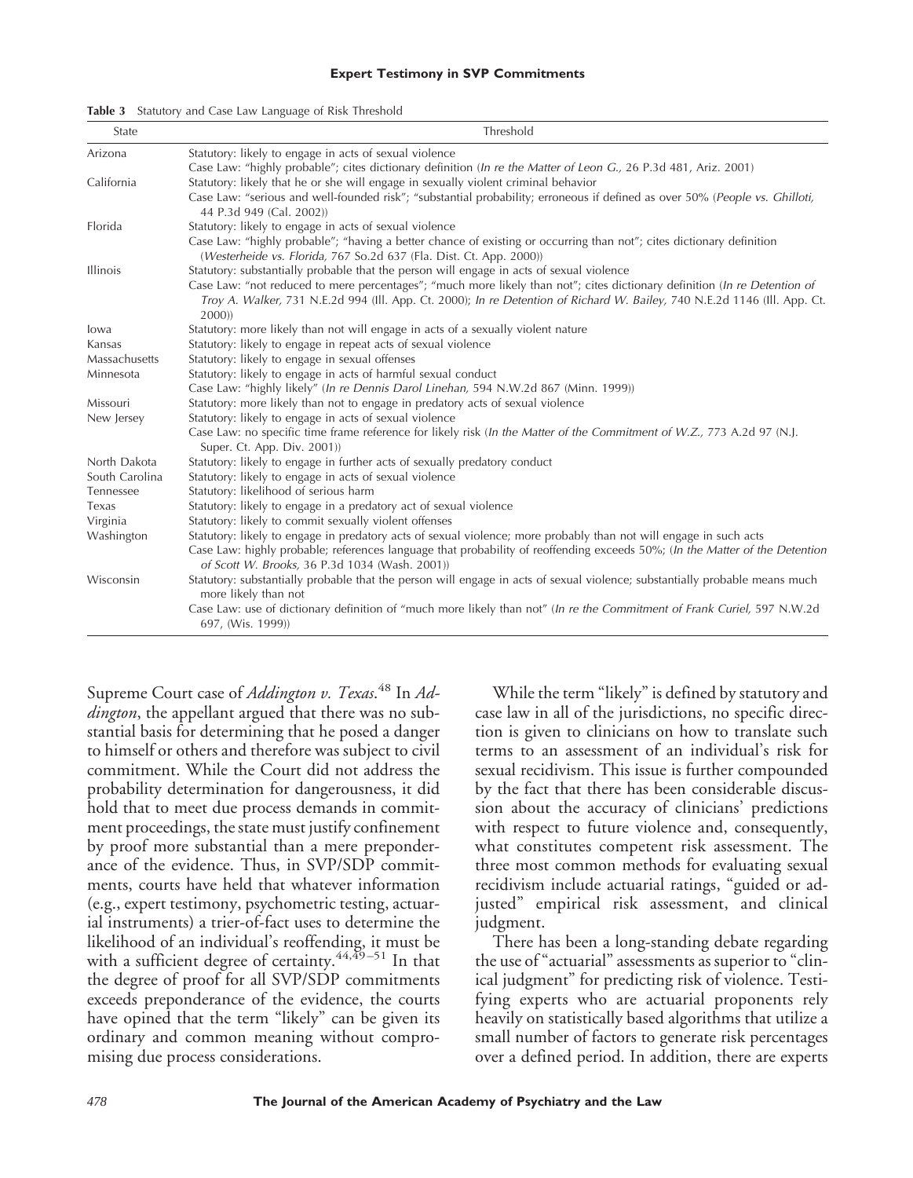**Table 3** Statutory and Case Law Language of Risk Threshold

| State | Threshold |
|---|---|
| Arizona | Statutory: likely to engage in acts of sexual violence |
| | Case Law: "highly probable"; cites dictionary definition (*In re the Matter of Leon G.,* 26 P.3d 481, Ariz. 2001) |
| California | Statutory: likely that he or she will engage in sexually violent criminal behavior |
| | Case Law: "serious and well-founded risk"; "substantial probability; erroneous if defined as over 50% (*People vs. Ghilloti,* 44 P.3d 949 (Cal. 2002)) |
| Florida | Statutory: likely to engage in acts of sexual violence |
| | Case Law: "highly probable"; "having a better chance of existing or occurring than not"; cites dictionary definition (*Westerheide vs. Florida,* 767 So.2d 637 (Fla. Dist. Ct. App. 2000)) |
| Illinois | Statutory: substantially probable that the person will engage in acts of sexual violence |
| | Case Law: "not reduced to mere percentages"; "much more likely than not"; cites dictionary definition (*In re Detention of Troy A. Walker,* 731 N.E.2d 994 (Ill. App. Ct. 2000); *In re Detention of Richard W. Bailey,* 740 N.E.2d 1146 (Ill. App. Ct. 2000)) |
| Iowa | Statutory: more likely than not will engage in acts of a sexually violent nature |
| Kansas | Statutory: likely to engage in repeat acts of sexual violence |
| Massachusetts | Statutory: likely to engage in sexual offenses |
| Minnesota | Statutory: likely to engage in acts of harmful sexual conduct |
| | Case Law: "highly likely" (*In re Dennis Darol Linehan,* 594 N.W.2d 867 (Minn. 1999)) |
| Missouri | Statutory: more likely than not to engage in predatory acts of sexual violence |
| New Jersey | Statutory: likely to engage in acts of sexual violence |
| | Case Law: no specific time frame reference for likely risk (*In the Matter of the Commitment of W.Z.,* 773 A.2d 97 (N.J. Super. Ct. App. Div. 2001)) |
| North Dakota | Statutory: likely to engage in further acts of sexually predatory conduct |
| South Carolina | Statutory: likely to engage in acts of sexual violence |
| Tennessee | Statutory: likelihood of serious harm |
| Texas | Statutory: likely to engage in a predatory act of sexual violence |
| Virginia | Statutory: likely to commit sexually violent offenses |
| Washington | Statutory: likely to engage in predatory acts of sexual violence; more probably than not will engage in such acts |
| | Case Law: highly probable; references language that probability of reoffending exceeds 50%; (*In the Matter of the Detention of Scott W. Brooks,* 36 P.3d 1034 (Wash. 2001)) |
| Wisconsin | Statutory: substantially probable that the person will engage in acts of sexual violence; substantially probable means much more likely than not |
| | Case Law: use of dictionary definition of "much more likely than not" (*In re the Commitment of Frank Curiel,* 597 N.W.2d 697, (Wis. 1999)) |

Supreme Court case of *Addington v. Texas*.[48] In *Addington*, the appellant argued that there was no substantial basis for determining that he posed a danger to himself or others and therefore was subject to civil commitment. While the Court did not address the probability determination for dangerousness, it did hold that to meet due process demands in commitment proceedings, the state must justify confinement by proof more substantial than a mere preponderance of the evidence. Thus, in SVP/SDP commitments, courts have held that whatever information (e.g., expert testimony, psychometric testing, actuarial instruments) a trier-of-fact uses to determine the likelihood of an individual's reoffending, it must be with a sufficient degree of certainty.[44,49–51] In that the degree of proof for all SVP/SDP commitments exceeds preponderance of the evidence, the courts have opined that the term "likely" can be given its ordinary and common meaning without compromising due process considerations.

While the term "likely" is defined by statutory and case law in all of the jurisdictions, no specific direction is given to clinicians on how to translate such terms to an assessment of an individual's risk for sexual recidivism. This issue is further compounded by the fact that there has been considerable discussion about the accuracy of clinicians' predictions with respect to future violence and, consequently, what constitutes competent risk assessment. The three most common methods for evaluating sexual recidivism include actuarial ratings, "guided or adjusted" empirical risk assessment, and clinical judgment.

There has been a long-standing debate regarding the use of "actuarial" assessments as superior to "clinical judgment" for predicting risk of violence. Testifying experts who are actuarial proponents rely heavily on statistically based algorithms that utilize a small number of factors to generate risk percentages over a defined period. In addition, there are experts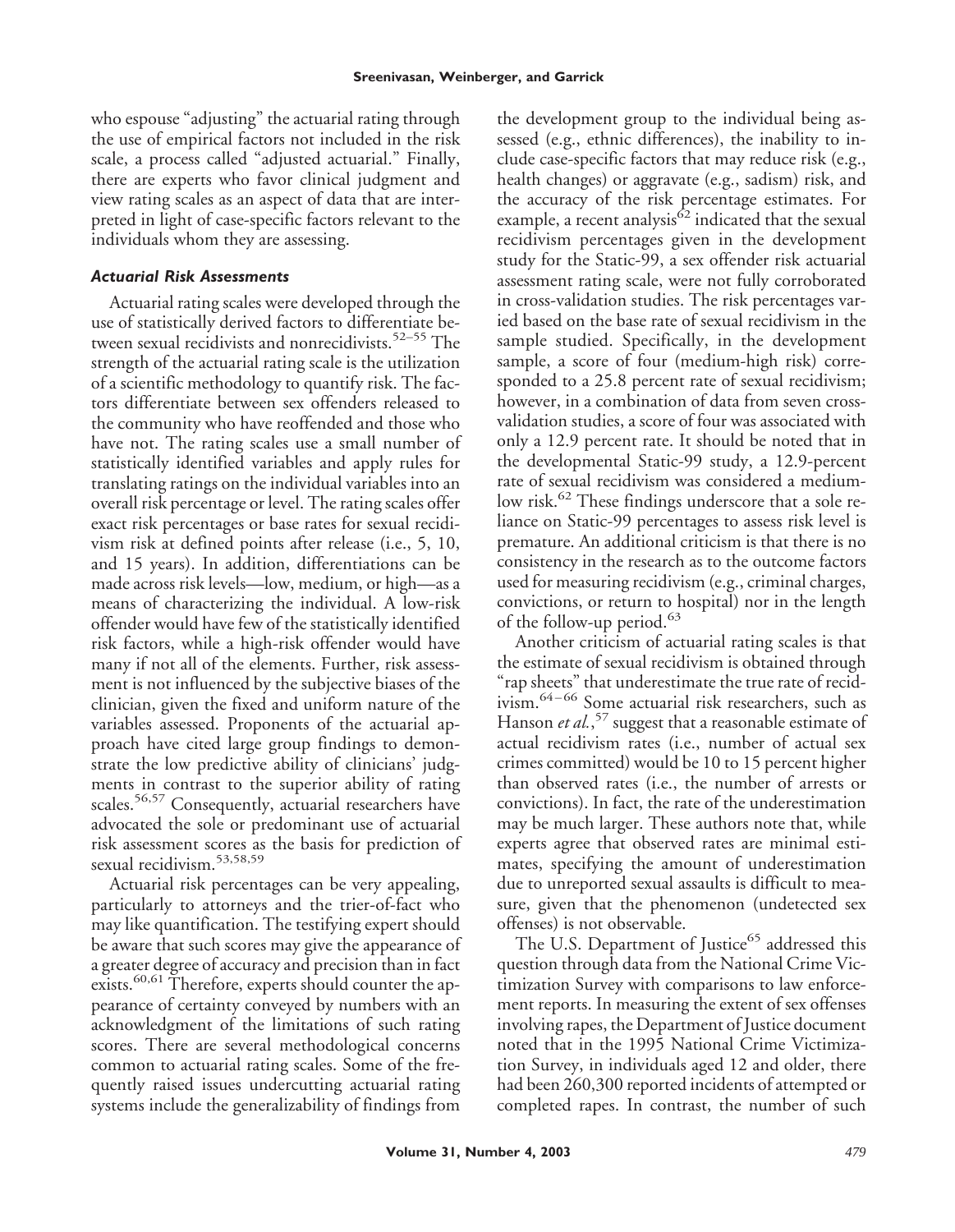who espouse "adjusting" the actuarial rating through the use of empirical factors not included in the risk scale, a process called "adjusted actuarial." Finally, there are experts who favor clinical judgment and view rating scales as an aspect of data that are interpreted in light of case-specific factors relevant to the individuals whom they are assessing.

### *Actuarial Risk Assessments*

Actuarial rating scales were developed through the use of statistically derived factors to differentiate between sexual recidivists and nonrecidivists.[52–55] The strength of the actuarial rating scale is the utilization of a scientific methodology to quantify risk. The factors differentiate between sex offenders released to the community who have reoffended and those who have not. The rating scales use a small number of statistically identified variables and apply rules for translating ratings on the individual variables into an overall risk percentage or level. The rating scales offer exact risk percentages or base rates for sexual recidivism risk at defined points after release (i.e., 5, 10, and 15 years). In addition, differentiations can be made across risk levels—low, medium, or high—as a means of characterizing the individual. A low-risk offender would have few of the statistically identified risk factors, while a high-risk offender would have many if not all of the elements. Further, risk assessment is not influenced by the subjective biases of the clinician, given the fixed and uniform nature of the variables assessed. Proponents of the actuarial approach have cited large group findings to demonstrate the low predictive ability of clinicians' judgments in contrast to the superior ability of rating scales.[56,57] Consequently, actuarial researchers have advocated the sole or predominant use of actuarial risk assessment scores as the basis for prediction of sexual recidivism.[53,58,59]

Actuarial risk percentages can be very appealing, particularly to attorneys and the trier-of-fact who may like quantification. The testifying expert should be aware that such scores may give the appearance of a greater degree of accuracy and precision than in fact exists.[60,61] Therefore, experts should counter the appearance of certainty conveyed by numbers with an acknowledgment of the limitations of such rating scores. There are several methodological concerns common to actuarial rating scales. Some of the frequently raised issues undercutting actuarial rating systems include the generalizability of findings from the development group to the individual being assessed (e.g., ethnic differences), the inability to include case-specific factors that may reduce risk (e.g., health changes) or aggravate (e.g., sadism) risk, and the accuracy of the risk percentage estimates. For example, a recent analysis[62] indicated that the sexual recidivism percentages given in the development study for the Static-99, a sex offender risk actuarial assessment rating scale, were not fully corroborated in cross-validation studies. The risk percentages varied based on the base rate of sexual recidivism in the sample studied. Specifically, in the development sample, a score of four (medium-high risk) corresponded to a 25.8 percent rate of sexual recidivism; however, in a combination of data from seven cross-validation studies, a score of four was associated with only a 12.9 percent rate. It should be noted that in the developmental Static-99 study, a 12.9-percent rate of sexual recidivism was considered a medium-low risk.[62] These findings underscore that a sole reliance on Static-99 percentages to assess risk level is premature. An additional criticism is that there is no consistency in the research as to the outcome factors used for measuring recidivism (e.g., criminal charges, convictions, or return to hospital) nor in the length of the follow-up period.[63]

Another criticism of actuarial rating scales is that the estimate of sexual recidivism is obtained through "rap sheets" that underestimate the true rate of recidivism.[64–66] Some actuarial risk researchers, such as Hanson *et al.*,[57] suggest that a reasonable estimate of actual recidivism rates (i.e., number of actual sex crimes committed) would be 10 to 15 percent higher than observed rates (i.e., the number of arrests or convictions). In fact, the rate of the underestimation may be much larger. These authors note that, while experts agree that observed rates are minimal estimates, specifying the amount of underestimation due to unreported sexual assaults is difficult to measure, given that the phenomenon (undetected sex offenses) is not observable.

The U.S. Department of Justice[65] addressed this question through data from the National Crime Victimization Survey with comparisons to law enforcement reports. In measuring the extent of sex offenses involving rapes, the Department of Justice document noted that in the 1995 National Crime Victimization Survey, in individuals aged 12 and older, there had been 260,300 reported incidents of attempted or completed rapes. In contrast, the number of such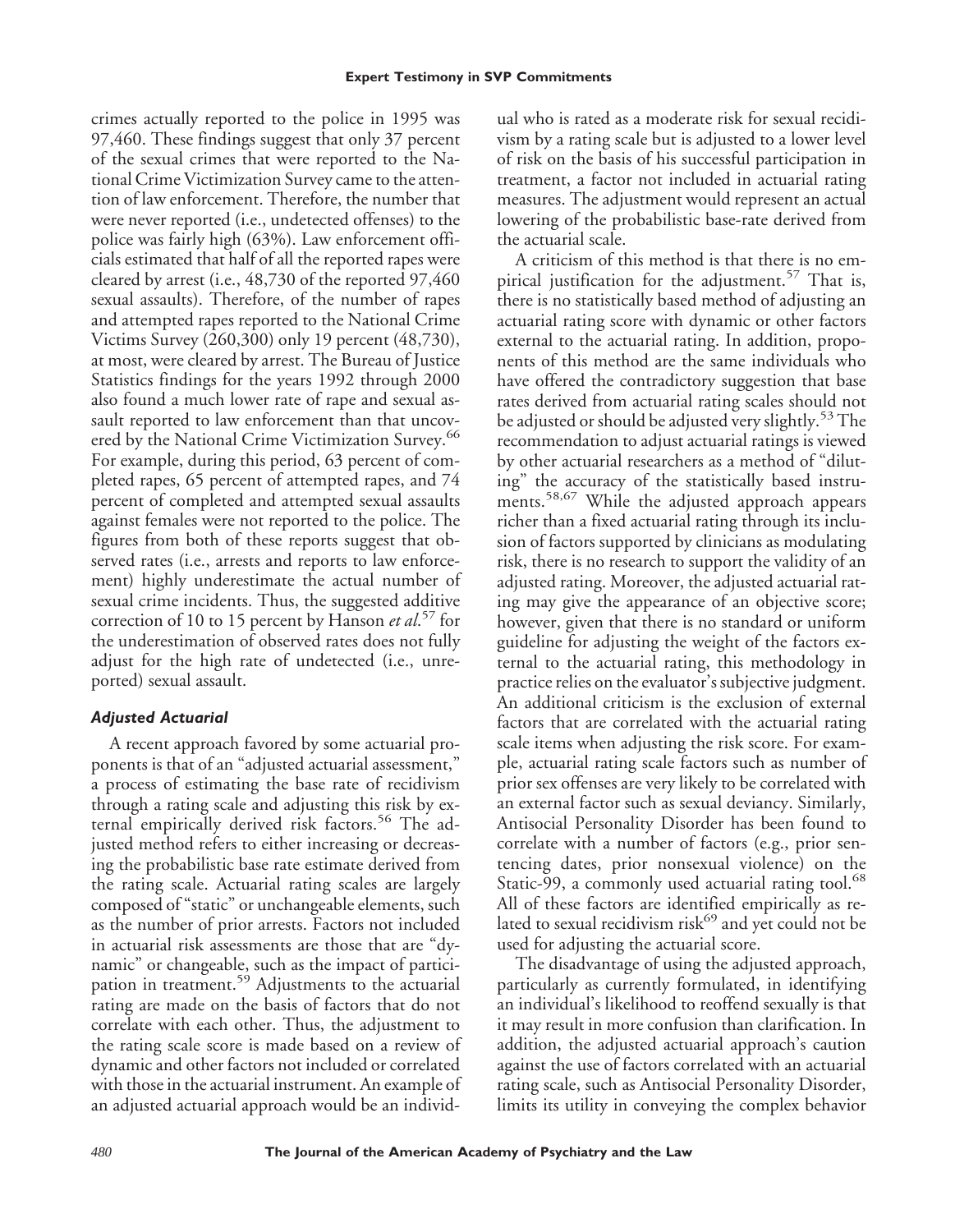crimes actually reported to the police in 1995 was 97,460. These findings suggest that only 37 percent of the sexual crimes that were reported to the National Crime Victimization Survey came to the attention of law enforcement. Therefore, the number that were never reported (i.e., undetected offenses) to the police was fairly high (63%). Law enforcement officials estimated that half of all the reported rapes were cleared by arrest (i.e., 48,730 of the reported 97,460 sexual assaults). Therefore, of the number of rapes and attempted rapes reported to the National Crime Victims Survey (260,300) only 19 percent (48,730), at most, were cleared by arrest. The Bureau of Justice Statistics findings for the years 1992 through 2000 also found a much lower rate of rape and sexual assault reported to law enforcement than that uncovered by the National Crime Victimization Survey.[66] For example, during this period, 63 percent of completed rapes, 65 percent of attempted rapes, and 74 percent of completed and attempted sexual assaults against females were not reported to the police. The figures from both of these reports suggest that observed rates (i.e., arrests and reports to law enforcement) highly underestimate the actual number of sexual crime incidents. Thus, the suggested additive correction of 10 to 15 percent by Hanson *et al.*[57] for the underestimation of observed rates does not fully adjust for the high rate of undetected (i.e., unreported) sexual assault.

### *Adjusted Actuarial*

A recent approach favored by some actuarial proponents is that of an "adjusted actuarial assessment," a process of estimating the base rate of recidivism through a rating scale and adjusting this risk by external empirically derived risk factors.[56] The adjusted method refers to either increasing or decreasing the probabilistic base rate estimate derived from the rating scale. Actuarial rating scales are largely composed of "static" or unchangeable elements, such as the number of prior arrests. Factors not included in actuarial risk assessments are those that are "dynamic" or changeable, such as the impact of participation in treatment.[59] Adjustments to the actuarial rating are made on the basis of factors that do not correlate with each other. Thus, the adjustment to the rating scale score is made based on a review of dynamic and other factors not included or correlated with those in the actuarial instrument. An example of an adjusted actuarial approach would be an individual who is rated as a moderate risk for sexual recidivism by a rating scale but is adjusted to a lower level of risk on the basis of his successful participation in treatment, a factor not included in actuarial rating measures. The adjustment would represent an actual lowering of the probabilistic base-rate derived from the actuarial scale.

A criticism of this method is that there is no empirical justification for the adjustment.[57] That is, there is no statistically based method of adjusting an actuarial rating score with dynamic or other factors external to the actuarial rating. In addition, proponents of this method are the same individuals who have offered the contradictory suggestion that base rates derived from actuarial rating scales should not be adjusted or should be adjusted very slightly.[53] The recommendation to adjust actuarial ratings is viewed by other actuarial researchers as a method of "diluting" the accuracy of the statistically based instruments.[58,67] While the adjusted approach appears richer than a fixed actuarial rating through its inclusion of factors supported by clinicians as modulating risk, there is no research to support the validity of an adjusted rating. Moreover, the adjusted actuarial rating may give the appearance of an objective score; however, given that there is no standard or uniform guideline for adjusting the weight of the factors external to the actuarial rating, this methodology in practice relies on the evaluator's subjective judgment. An additional criticism is the exclusion of external factors that are correlated with the actuarial rating scale items when adjusting the risk score. For example, actuarial rating scale factors such as number of prior sex offenses are very likely to be correlated with an external factor such as sexual deviancy. Similarly, Antisocial Personality Disorder has been found to correlate with a number of factors (e.g., prior sentencing dates, prior nonsexual violence) on the Static-99, a commonly used actuarial rating tool.[68] All of these factors are identified empirically as related to sexual recidivism risk[69] and yet could not be used for adjusting the actuarial score.

The disadvantage of using the adjusted approach, particularly as currently formulated, in identifying an individual's likelihood to reoffend sexually is that it may result in more confusion than clarification. In addition, the adjusted actuarial approach's caution against the use of factors correlated with an actuarial rating scale, such as Antisocial Personality Disorder, limits its utility in conveying the complex behavior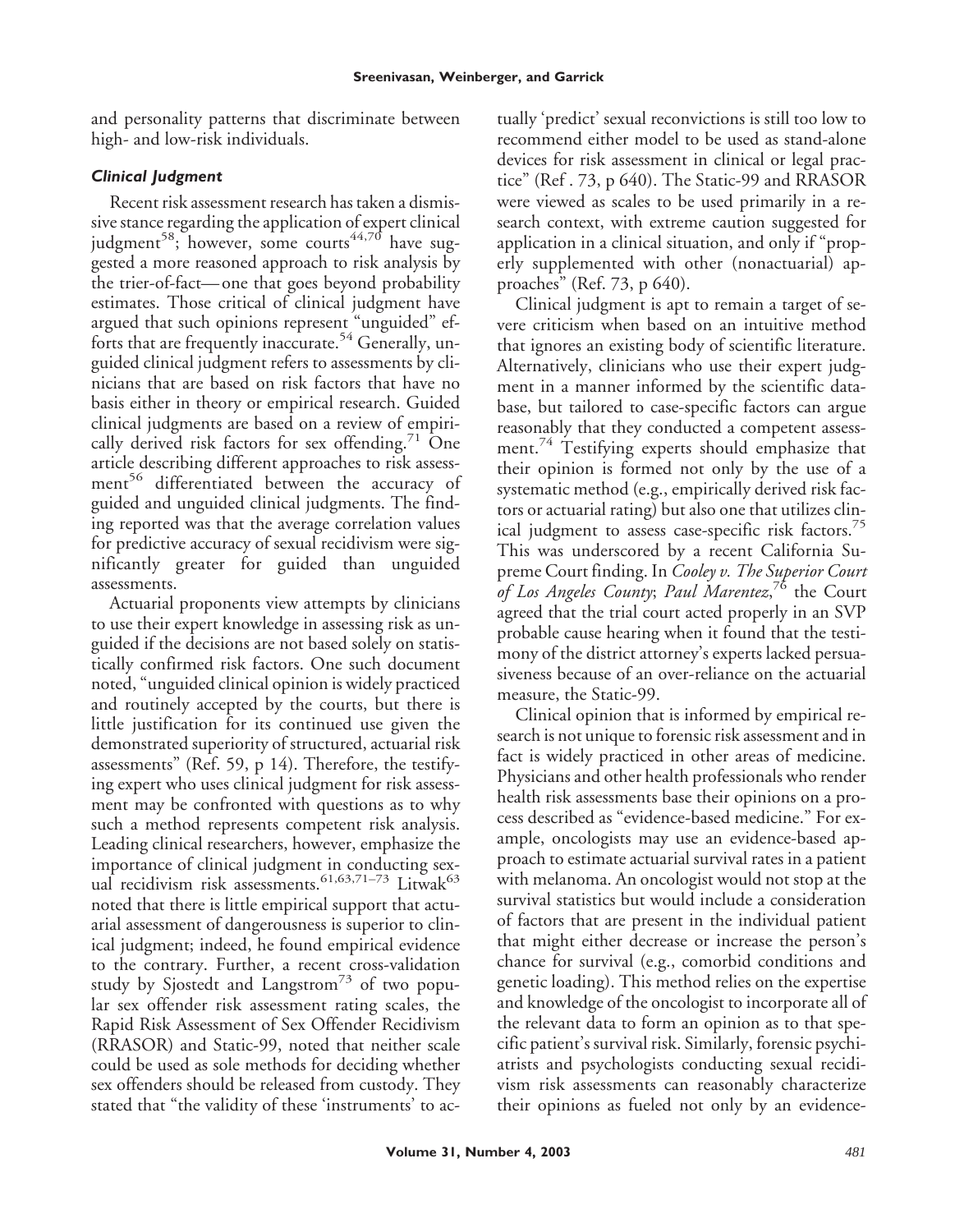and personality patterns that discriminate between high- and low-risk individuals.

### *Clinical Judgment*

Recent risk assessment research has taken a dismissive stance regarding the application of expert clinical judgment[58]; however, some courts[44,70] have suggested a more reasoned approach to risk analysis by the trier-of-fact—one that goes beyond probability estimates. Those critical of clinical judgment have argued that such opinions represent "unguided" efforts that are frequently inaccurate.[54] Generally, unguided clinical judgment refers to assessments by clinicians that are based on risk factors that have no basis either in theory or empirical research. Guided clinical judgments are based on a review of empirically derived risk factors for sex offending.[71] One article describing different approaches to risk assessment[56] differentiated between the accuracy of guided and unguided clinical judgments. The finding reported was that the average correlation values for predictive accuracy of sexual recidivism were significantly greater for guided than unguided assessments.

Actuarial proponents view attempts by clinicians to use their expert knowledge in assessing risk as unguided if the decisions are not based solely on statistically confirmed risk factors. One such document noted, "unguided clinical opinion is widely practiced and routinely accepted by the courts, but there is little justification for its continued use given the demonstrated superiority of structured, actuarial risk assessments" (Ref. 59, p 14). Therefore, the testifying expert who uses clinical judgment for risk assessment may be confronted with questions as to why such a method represents competent risk analysis. Leading clinical researchers, however, emphasize the importance of clinical judgment in conducting sexual recidivism risk assessments.[61,63,71–73] Litwak[63] noted that there is little empirical support that actuarial assessment of dangerousness is superior to clinical judgment; indeed, he found empirical evidence to the contrary. Further, a recent cross-validation study by Sjostedt and Langstrom[73] of two popular sex offender risk assessment rating scales, the Rapid Risk Assessment of Sex Offender Recidivism (RRASOR) and Static-99, noted that neither scale could be used as sole methods for deciding whether sex offenders should be released from custody. They stated that "the validity of these 'instruments' to actually 'predict' sexual reconvictions is still too low to recommend either model to be used as stand-alone devices for risk assessment in clinical or legal practice" (Ref . 73, p 640). The Static-99 and RRASOR were viewed as scales to be used primarily in a research context, with extreme caution suggested for application in a clinical situation, and only if "properly supplemented with other (nonactuarial) approaches" (Ref. 73, p 640).

Clinical judgment is apt to remain a target of severe criticism when based on an intuitive method that ignores an existing body of scientific literature. Alternatively, clinicians who use their expert judgment in a manner informed by the scientific database, but tailored to case-specific factors can argue reasonably that they conducted a competent assessment.[74] Testifying experts should emphasize that their opinion is formed not only by the use of a systematic method (e.g., empirically derived risk factors or actuarial rating) but also one that utilizes clinical judgment to assess case-specific risk factors.[75] This was underscored by a recent California Supreme Court finding. In *Cooley v. The Superior Court of Los Angeles County*; *Paul Marentez*,[76] the Court agreed that the trial court acted properly in an SVP probable cause hearing when it found that the testimony of the district attorney's experts lacked persuasiveness because of an over-reliance on the actuarial measure, the Static-99.

Clinical opinion that is informed by empirical research is not unique to forensic risk assessment and in fact is widely practiced in other areas of medicine. Physicians and other health professionals who render health risk assessments base their opinions on a process described as "evidence-based medicine." For example, oncologists may use an evidence-based approach to estimate actuarial survival rates in a patient with melanoma. An oncologist would not stop at the survival statistics but would include a consideration of factors that are present in the individual patient that might either decrease or increase the person's chance for survival (e.g., comorbid conditions and genetic loading). This method relies on the expertise and knowledge of the oncologist to incorporate all of the relevant data to form an opinion as to that specific patient's survival risk. Similarly, forensic psychiatrists and psychologists conducting sexual recidivism risk assessments can reasonably characterize their opinions as fueled not only by an evidence-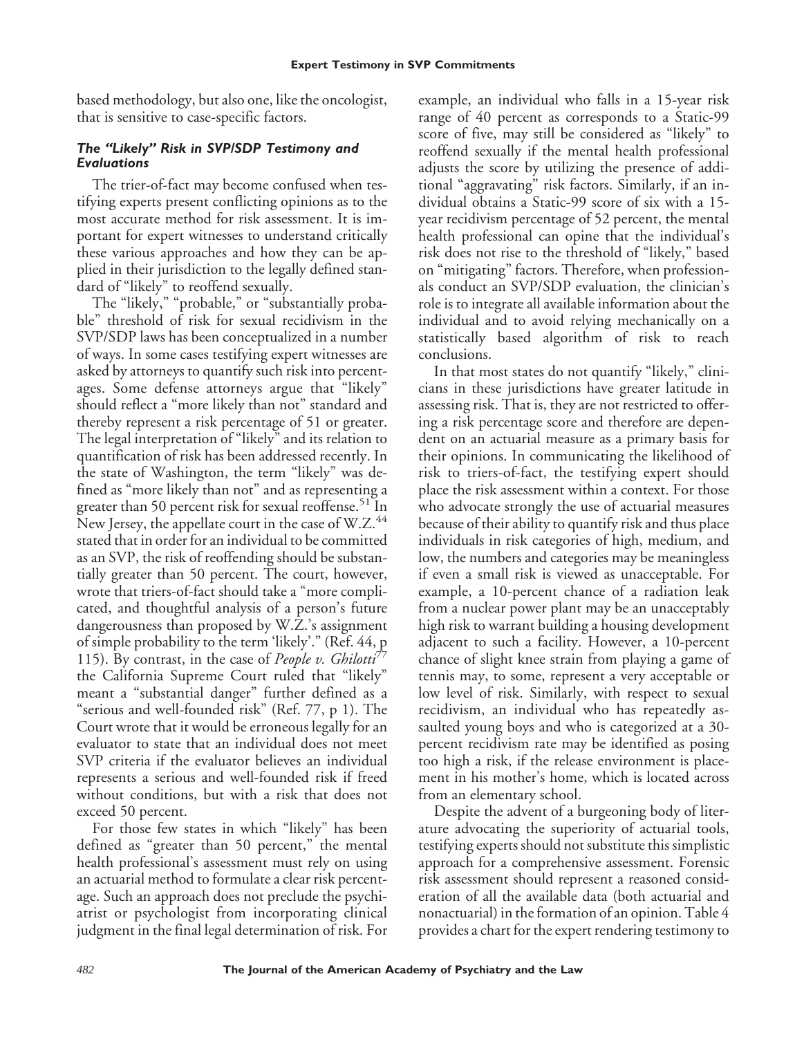based methodology, but also one, like the oncologist, that is sensitive to case-specific factors.

### *The "Likely" Risk in SVP/SDP Testimony and Evaluations*

The trier-of-fact may become confused when testifying experts present conflicting opinions as to the most accurate method for risk assessment. It is important for expert witnesses to understand critically these various approaches and how they can be applied in their jurisdiction to the legally defined standard of "likely" to reoffend sexually.

The "likely," "probable," or "substantially probable" threshold of risk for sexual recidivism in the SVP/SDP laws has been conceptualized in a number of ways. In some cases testifying expert witnesses are asked by attorneys to quantify such risk into percentages. Some defense attorneys argue that "likely" should reflect a "more likely than not" standard and thereby represent a risk percentage of 51 or greater. The legal interpretation of "likely" and its relation to quantification of risk has been addressed recently. In the state of Washington, the term "likely" was defined as "more likely than not" and as representing a greater than 50 percent risk for sexual reoffense.[51] In New Jersey, the appellate court in the case of W.Z.[44] stated that in order for an individual to be committed as an SVP, the risk of reoffending should be substantially greater than 50 percent. The court, however, wrote that triers-of-fact should take a "more complicated, and thoughtful analysis of a person's future dangerousness than proposed by W.Z.'s assignment of simple probability to the term 'likely'." (Ref. 44, p 115). By contrast, in the case of *People v. Ghilotti*[77] the California Supreme Court ruled that "likely" meant a "substantial danger" further defined as a "serious and well-founded risk" (Ref. 77, p 1). The Court wrote that it would be erroneous legally for an evaluator to state that an individual does not meet SVP criteria if the evaluator believes an individual represents a serious and well-founded risk if freed without conditions, but with a risk that does not exceed 50 percent.

For those few states in which "likely" has been defined as "greater than 50 percent," the mental health professional's assessment must rely on using an actuarial method to formulate a clear risk percentage. Such an approach does not preclude the psychiatrist or psychologist from incorporating clinical judgment in the final legal determination of risk. For example, an individual who falls in a 15-year risk range of 40 percent as corresponds to a Static-99 score of five, may still be considered as "likely" to reoffend sexually if the mental health professional adjusts the score by utilizing the presence of additional "aggravating" risk factors. Similarly, if an individual obtains a Static-99 score of six with a 15-year recidivism percentage of 52 percent, the mental health professional can opine that the individual's risk does not rise to the threshold of "likely," based on "mitigating" factors. Therefore, when professionals conduct an SVP/SDP evaluation, the clinician's role is to integrate all available information about the individual and to avoid relying mechanically on a statistically based algorithm of risk to reach conclusions.

In that most states do not quantify "likely," clinicians in these jurisdictions have greater latitude in assessing risk. That is, they are not restricted to offering a risk percentage score and therefore are dependent on an actuarial measure as a primary basis for their opinions. In communicating the likelihood of risk to triers-of-fact, the testifying expert should place the risk assessment within a context. For those who advocate strongly the use of actuarial measures because of their ability to quantify risk and thus place individuals in risk categories of high, medium, and low, the numbers and categories may be meaningless if even a small risk is viewed as unacceptable. For example, a 10-percent chance of a radiation leak from a nuclear power plant may be an unacceptably high risk to warrant building a housing development adjacent to such a facility. However, a 10-percent chance of slight knee strain from playing a game of tennis may, to some, represent a very acceptable or low level of risk. Similarly, with respect to sexual recidivism, an individual who has repeatedly assaulted young boys and who is categorized at a 30-percent recidivism rate may be identified as posing too high a risk, if the release environment is placement in his mother's home, which is located across from an elementary school.

Despite the advent of a burgeoning body of literature advocating the superiority of actuarial tools, testifying experts should not substitute this simplistic approach for a comprehensive assessment. Forensic risk assessment should represent a reasoned consideration of all the available data (both actuarial and nonactuarial) in the formation of an opinion. Table 4 provides a chart for the expert rendering testimony to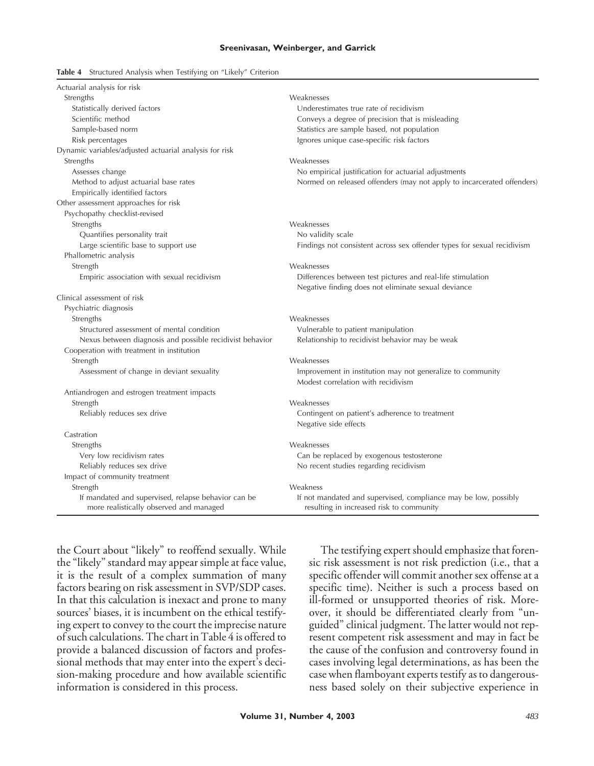**Table 4** Structured Analysis when Testifying on "Likely" Criterion

| | |
|---|---|
| Actuarial analysis for risk | |
| Strengths | Weaknesses |
| Statistically derived factors | Underestimates true rate of recidivism |
| Scientific method | Conveys a degree of precision that is misleading |
| Sample-based norm | Statistics are sample based, not population |
| Risk percentages | Ignores unique case-specific risk factors |
| Dynamic variables/adjusted actuarial analysis for risk | |
| Strengths | Weaknesses |
| Assesses change | No empirical justification for actuarial adjustments |
| Method to adjust actuarial base rates | Normed on released offenders (may not apply to incarcerated offenders) |
| Empirically identified factors | |
| Other assessment approaches for risk | |
| Psychopathy checklist-revised | |
| Strengths | Weaknesses |
| Quantifies personality trait | No validity scale |
| Large scientific base to support use | Findings not consistent across sex offender types for sexual recidivism |
| Phallometric analysis | |
| Strength | Weaknesses |
| Empiric association with sexual recidivism | Differences between test pictures and real-life stimulation |
| | Negative finding does not eliminate sexual deviance |
| Clinical assessment of risk | |
| Psychiatric diagnosis | |
| Strengths | Weaknesses |
| Structured assessment of mental condition | Vulnerable to patient manipulation |
| Nexus between diagnosis and possible recidivist behavior | Relationship to recidivist behavior may be weak |
| Cooperation with treatment in institution | |
| Strength | Weaknesses |
| Assessment of change in deviant sexuality | Improvement in institution may not generalize to community |
| | Modest correlation with recidivism |
| Antiandrogen and estrogen treatment impacts | |
| Strength | Weaknesses |
| Reliably reduces sex drive | Contingent on patient's adherence to treatment |
| | Negative side effects |
| Castration | |
| Strengths | Weaknesses |
| Very low recidivism rates | Can be replaced by exogenous testosterone |
| Reliably reduces sex drive | No recent studies regarding recidivism |
| Impact of community treatment | |
| Strength | Weakness |
| If mandated and supervised, relapse behavior can be more realistically observed and managed | If not mandated and supervised, compliance may be low, possibly resulting in increased risk to community |

the Court about "likely" to reoffend sexually. While the "likely" standard may appear simple at face value, it is the result of a complex summation of many factors bearing on risk assessment in SVP/SDP cases. In that this calculation is inexact and prone to many sources' biases, it is incumbent on the ethical testifying expert to convey to the court the imprecise nature of such calculations. The chart in Table 4 is offered to provide a balanced discussion of factors and professional methods that may enter into the expert's decision-making procedure and how available scientific information is considered in this process.

The testifying expert should emphasize that forensic risk assessment is not risk prediction (i.e., that a specific offender will commit another sex offense at a specific time). Neither is such a process based on ill-formed or unsupported theories of risk. Moreover, it should be differentiated clearly from "unguided" clinical judgment. The latter would not represent competent risk assessment and may in fact be the cause of the confusion and controversy found in cases involving legal determinations, as has been the case when flamboyant experts testify as to dangerousness based solely on their subjective experience in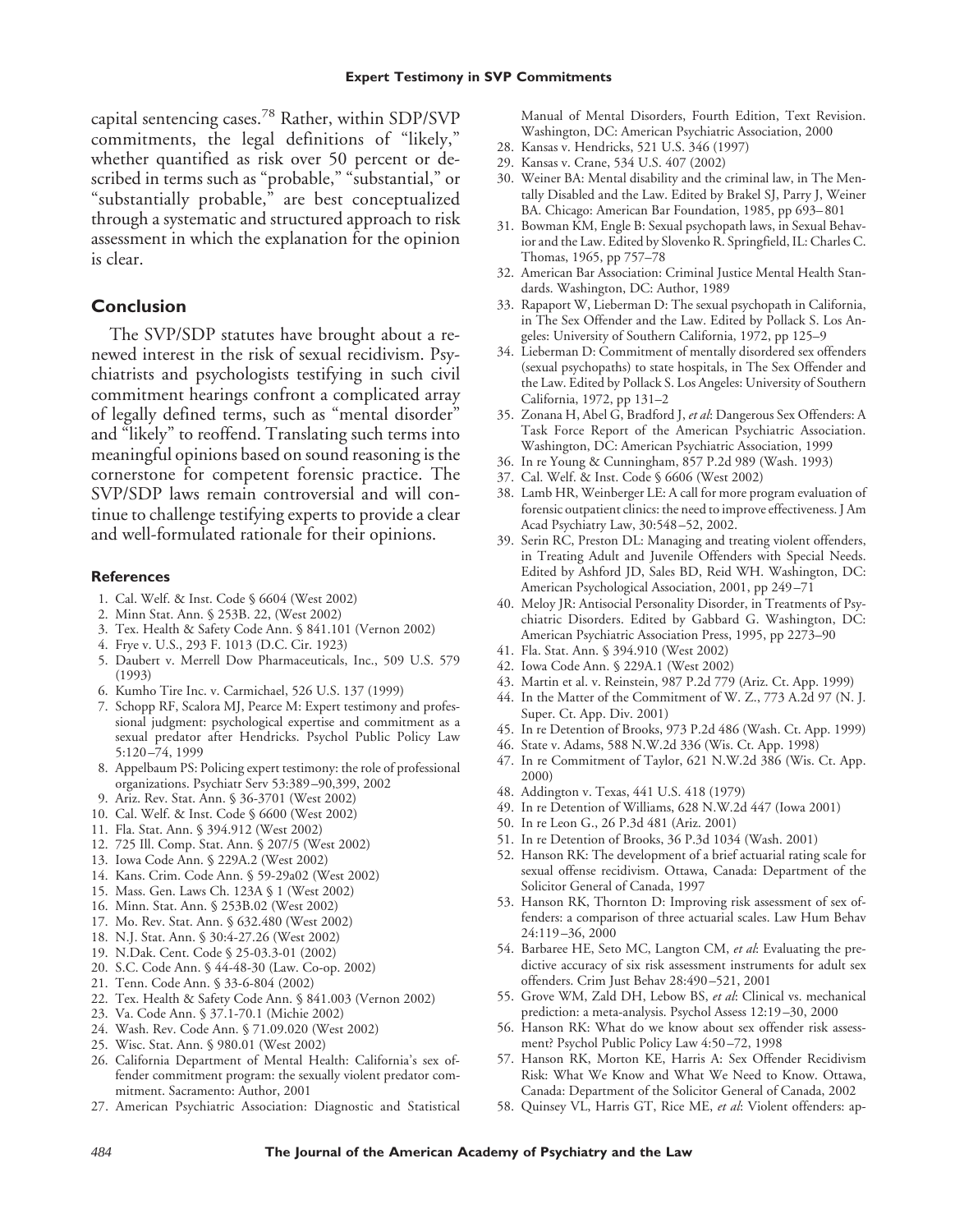capital sentencing cases.[78] Rather, within SDP/SVP commitments, the legal definitions of "likely," whether quantified as risk over 50 percent or described in terms such as "probable," "substantial," or "substantially probable," are best conceptualized through a systematic and structured approach to risk assessment in which the explanation for the opinion is clear.

## Conclusion

The SVP/SDP statutes have brought about a renewed interest in the risk of sexual recidivism. Psychiatrists and psychologists testifying in such civil commitment hearings confront a complicated array of legally defined terms, such as "mental disorder" and "likely" to reoffend. Translating such terms into meaningful opinions based on sound reasoning is the cornerstone for competent forensic practice. The SVP/SDP laws remain controversial and will continue to challenge testifying experts to provide a clear and well-formulated rationale for their opinions.

### References

1. Cal. Welf. & Inst. Code § 6604 (West 2002)
2. Minn Stat. Ann. § 253B. 22, (West 2002)
3. Tex. Health & Safety Code Ann. § 841.101 (Vernon 2002)
4. Frye v. U.S., 293 F. 1013 (D.C. Cir. 1923)
5. Daubert v. Merrell Dow Pharmaceuticals, Inc., 509 U.S. 579 (1993)
6. Kumho Tire Inc. v. Carmichael, 526 U.S. 137 (1999)
7. Schopp RF, Scalora MJ, Pearce M: Expert testimony and professional judgment: psychological expertise and commitment as a sexual predator after Hendricks. Psychol Public Policy Law 5:120–74, 1999
8. Appelbaum PS: Policing expert testimony: the role of professional organizations. Psychiatr Serv 53:389–90,399, 2002
9. Ariz. Rev. Stat. Ann. § 36-3701 (West 2002)
10. Cal. Welf. & Inst. Code § 6600 (West 2002)
11. Fla. Stat. Ann. § 394.912 (West 2002)
12. 725 Ill. Comp. Stat. Ann. § 207/5 (West 2002)
13. Iowa Code Ann. § 229A.2 (West 2002)
14. Kans. Crim. Code Ann. § 59-29a02 (West 2002)
15. Mass. Gen. Laws Ch. 123A § 1 (West 2002)
16. Minn. Stat. Ann. § 253B.02 (West 2002)
17. Mo. Rev. Stat. Ann. § 632.480 (West 2002)
18. N.J. Stat. Ann. § 30:4-27.26 (West 2002)
19. N.Dak. Cent. Code § 25-03.3-01 (2002)
20. S.C. Code Ann. § 44-48-30 (Law. Co-op. 2002)
21. Tenn. Code Ann. § 33-6-804 (2002)
22. Tex. Health & Safety Code Ann. § 841.003 (Vernon 2002)
23. Va. Code Ann. § 37.1-70.1 (Michie 2002)
24. Wash. Rev. Code Ann. § 71.09.020 (West 2002)
25. Wisc. Stat. Ann. § 980.01 (West 2002)
26. California Department of Mental Health: California's sex offender commitment program: the sexually violent predator commitment. Sacramento: Author, 2001
27. American Psychiatric Association: Diagnostic and Statistical Manual of Mental Disorders, Fourth Edition, Text Revision. Washington, DC: American Psychiatric Association, 2000
28. Kansas v. Hendricks, 521 U.S. 346 (1997)
29. Kansas v. Crane, 534 U.S. 407 (2002)
30. Weiner BA: Mental disability and the criminal law, in The Mentally Disabled and the Law. Edited by Brakel SJ, Parry J, Weiner BA. Chicago: American Bar Foundation, 1985, pp 693–801
31. Bowman KM, Engle B: Sexual psychopath laws, in Sexual Behavior and the Law. Edited by Slovenko R. Springfield, IL: Charles C. Thomas, 1965, pp 757–78
32. American Bar Association: Criminal Justice Mental Health Standards. Washington, DC: Author, 1989
33. Rapaport W, Lieberman D: The sexual psychopath in California, in The Sex Offender and the Law. Edited by Pollack S. Los Angeles: University of Southern California, 1972, pp 125–9
34. Lieberman D: Commitment of mentally disordered sex offenders (sexual psychopaths) to state hospitals, in The Sex Offender and the Law. Edited by Pollack S. Los Angeles: University of Southern California, 1972, pp 131–2
35. Zonana H, Abel G, Bradford J, *et al*: Dangerous Sex Offenders: A Task Force Report of the American Psychiatric Association. Washington, DC: American Psychiatric Association, 1999
36. In re Young & Cunningham, 857 P.2d 989 (Wash. 1993)
37. Cal. Welf. & Inst. Code § 6606 (West 2002)
38. Lamb HR, Weinberger LE: A call for more program evaluation of forensic outpatient clinics: the need to improve effectiveness. J Am Acad Psychiatry Law, 30:548–52, 2002.
39. Serin RC, Preston DL: Managing and treating violent offenders, in Treating Adult and Juvenile Offenders with Special Needs. Edited by Ashford JD, Sales BD, Reid WH. Washington, DC: American Psychological Association, 2001, pp 249–71
40. Meloy JR: Antisocial Personality Disorder, in Treatments of Psychiatric Disorders. Edited by Gabbard G. Washington, DC: American Psychiatric Association Press, 1995, pp 2273–90
41. Fla. Stat. Ann. § 394.910 (West 2002)
42. Iowa Code Ann. § 229A.1 (West 2002)
43. Martin et al. v. Reinstein, 987 P.2d 779 (Ariz. Ct. App. 1999)
44. In the Matter of the Commitment of W. Z., 773 A.2d 97 (N. J. Super. Ct. App. Div. 2001)
45. In re Detention of Brooks, 973 P.2d 486 (Wash. Ct. App. 1999)
46. State v. Adams, 588 N.W.2d 336 (Wis. Ct. App. 1998)
47. In re Commitment of Taylor, 621 N.W.2d 386 (Wis. Ct. App. 2000)
48. Addington v. Texas, 441 U.S. 418 (1979)
49. In re Detention of Williams, 628 N.W.2d 447 (Iowa 2001)
50. In re Leon G., 26 P.3d 481 (Ariz. 2001)
51. In re Detention of Brooks, 36 P.3d 1034 (Wash. 2001)
52. Hanson RK: The development of a brief actuarial rating scale for sexual offense recidivism. Ottawa, Canada: Department of the Solicitor General of Canada, 1997
53. Hanson RK, Thornton D: Improving risk assessment of sex offenders: a comparison of three actuarial scales. Law Hum Behav 24:119–36, 2000
54. Barbaree HE, Seto MC, Langton CM, *et al*: Evaluating the predictive accuracy of six risk assessment instruments for adult sex offenders. Crim Just Behav 28:490–521, 2001
55. Grove WM, Zald DH, Lebow BS, *et al*: Clinical vs. mechanical prediction: a meta-analysis. Psychol Assess 12:19–30, 2000
56. Hanson RK: What do we know about sex offender risk assessment? Psychol Public Policy Law 4:50–72, 1998
57. Hanson RK, Morton KE, Harris A: Sex Offender Recidivism Risk: What We Know and What We Need to Know. Ottawa, Canada: Department of the Solicitor General of Canada, 2002
58. Quinsey VL, Harris GT, Rice ME, *et al*: Violent offenders: ap-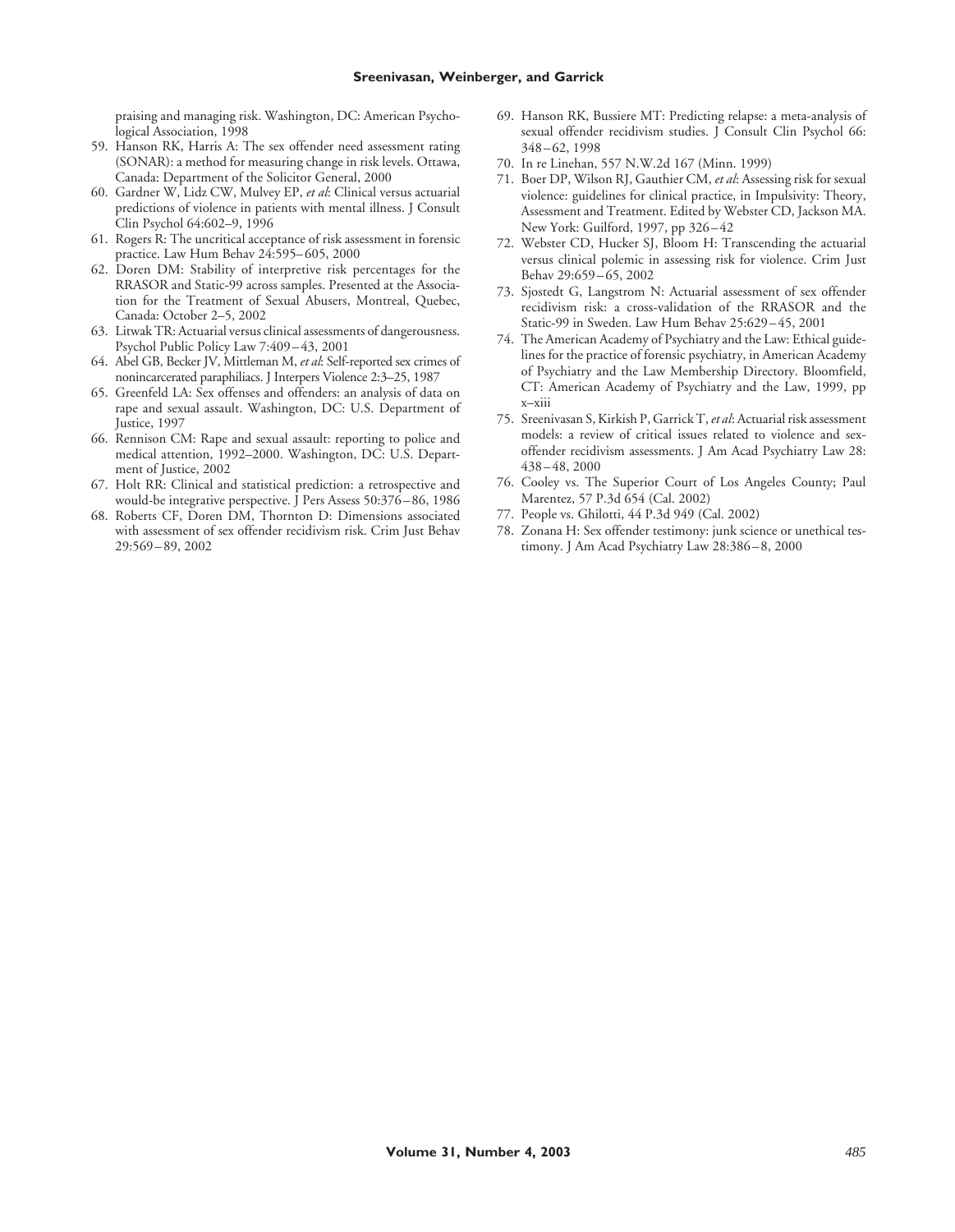praising and managing risk. Washington, DC: American Psychological Association, 1998

59. Hanson RK, Harris A: The sex offender need assessment rating (SONAR): a method for measuring change in risk levels. Ottawa, Canada: Department of the Solicitor General, 2000
60. Gardner W, Lidz CW, Mulvey EP, *et al*: Clinical versus actuarial predictions of violence in patients with mental illness. J Consult Clin Psychol 64:602–9, 1996
61. Rogers R: The uncritical acceptance of risk assessment in forensic practice. Law Hum Behav 24:595–605, 2000
62. Doren DM: Stability of interpretive risk percentages for the RRASOR and Static-99 across samples. Presented at the Association for the Treatment of Sexual Abusers, Montreal, Quebec, Canada: October 2–5, 2002
63. Litwak TR: Actuarial versus clinical assessments of dangerousness. Psychol Public Policy Law 7:409–43, 2001
64. Abel GB, Becker JV, Mittleman M, *et al*: Self-reported sex crimes of nonincarcerated paraphiliacs. J Interpers Violence 2:3–25, 1987
65. Greenfeld LA: Sex offenses and offenders: an analysis of data on rape and sexual assault. Washington, DC: U.S. Department of Justice, 1997
66. Rennison CM: Rape and sexual assault: reporting to police and medical attention, 1992–2000. Washington, DC: U.S. Department of Justice, 2002
67. Holt RR: Clinical and statistical prediction: a retrospective and would-be integrative perspective. J Pers Assess 50:376–86, 1986
68. Roberts CF, Doren DM, Thornton D: Dimensions associated with assessment of sex offender recidivism risk. Crim Just Behav 29:569–89, 2002
69. Hanson RK, Bussiere MT: Predicting relapse: a meta-analysis of sexual offender recidivism studies. J Consult Clin Psychol 66: 348–62, 1998
70. In re Linehan, 557 N.W.2d 167 (Minn. 1999)
71. Boer DP, Wilson RJ, Gauthier CM, *et al*: Assessing risk for sexual violence: guidelines for clinical practice, in Impulsivity: Theory, Assessment and Treatment. Edited by Webster CD, Jackson MA. New York: Guilford, 1997, pp 326–42
72. Webster CD, Hucker SJ, Bloom H: Transcending the actuarial versus clinical polemic in assessing risk for violence. Crim Just Behav 29:659–65, 2002
73. Sjostedt G, Langstrom N: Actuarial assessment of sex offender recidivism risk: a cross-validation of the RRASOR and the Static-99 in Sweden. Law Hum Behav 25:629–45, 2001
74. The American Academy of Psychiatry and the Law: Ethical guidelines for the practice of forensic psychiatry, in American Academy of Psychiatry and the Law Membership Directory. Bloomfield, CT: American Academy of Psychiatry and the Law, 1999, pp x–xiii
75. Sreenivasan S, Kirkish P, Garrick T, *et al*: Actuarial risk assessment models: a review of critical issues related to violence and sex-offender recidivism assessments. J Am Acad Psychiatry Law 28: 438–48, 2000
76. Cooley vs. The Superior Court of Los Angeles County; Paul Marentez, 57 P.3d 654 (Cal. 2002)
77. People vs. Ghilotti, 44 P.3d 949 (Cal. 2002)
78. Zonana H: Sex offender testimony: junk science or unethical testimony. J Am Acad Psychiatry Law 28:386–8, 2000